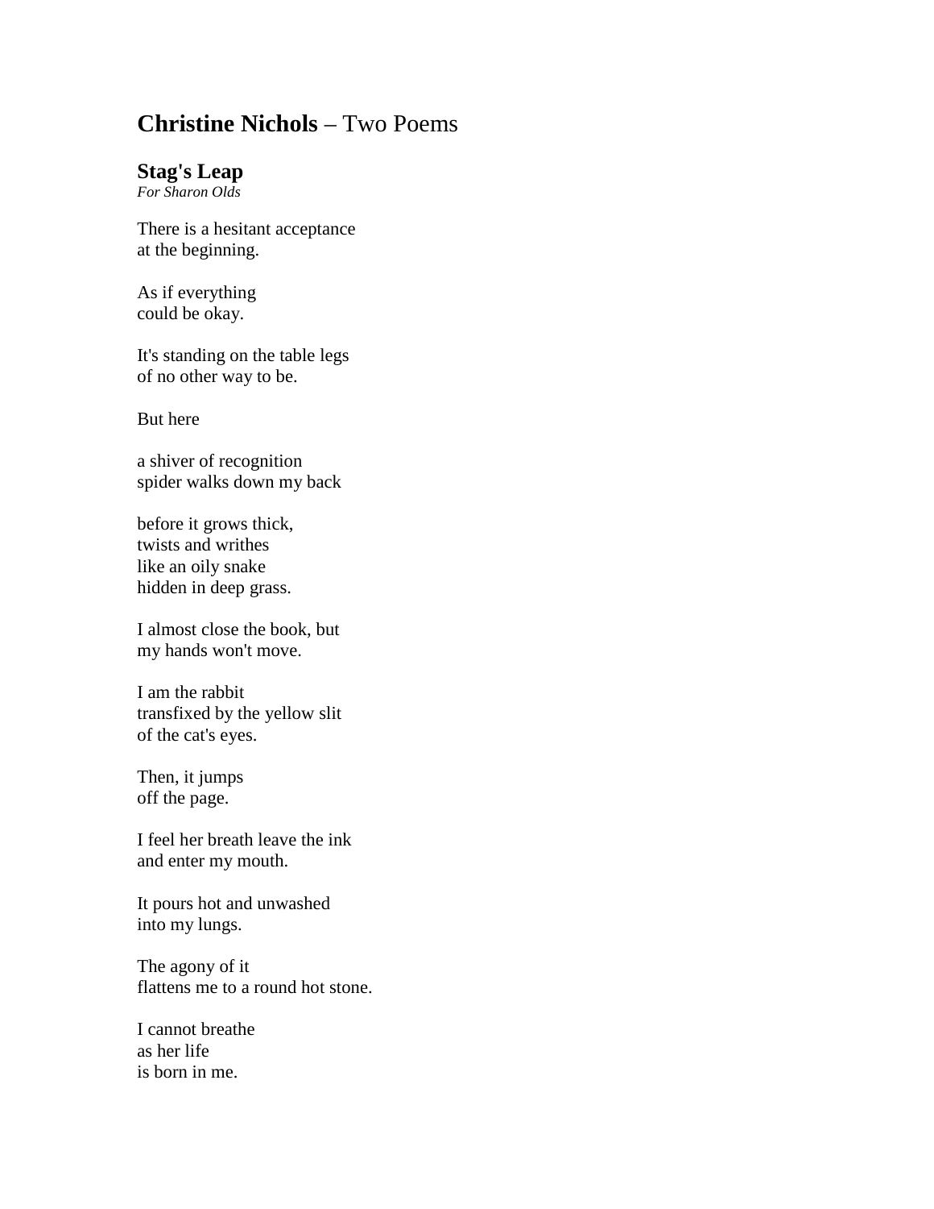# **Christine Nichols** – Two Poems

## Stag's Leap

*For Sharon Olds*

There is a hesitant acceptance  
at the beginning.

As if everything  
could be okay.

It's standing on the table legs  
of no other way to be.

But here

a shiver of recognition  
spider walks down my back

before it grows thick,  
twists and writhes  
like an oily snake  
hidden in deep grass.

I almost close the book, but  
my hands won't move.

I am the rabbit  
transfixed by the yellow slit  
of the cat's eyes.

Then, it jumps  
off the page.

I feel her breath leave the ink  
and enter my mouth.

It pours hot and unwashed  
into my lungs.

The agony of it  
flattens me to a round hot stone.

I cannot breathe  
as her life  
is born in me.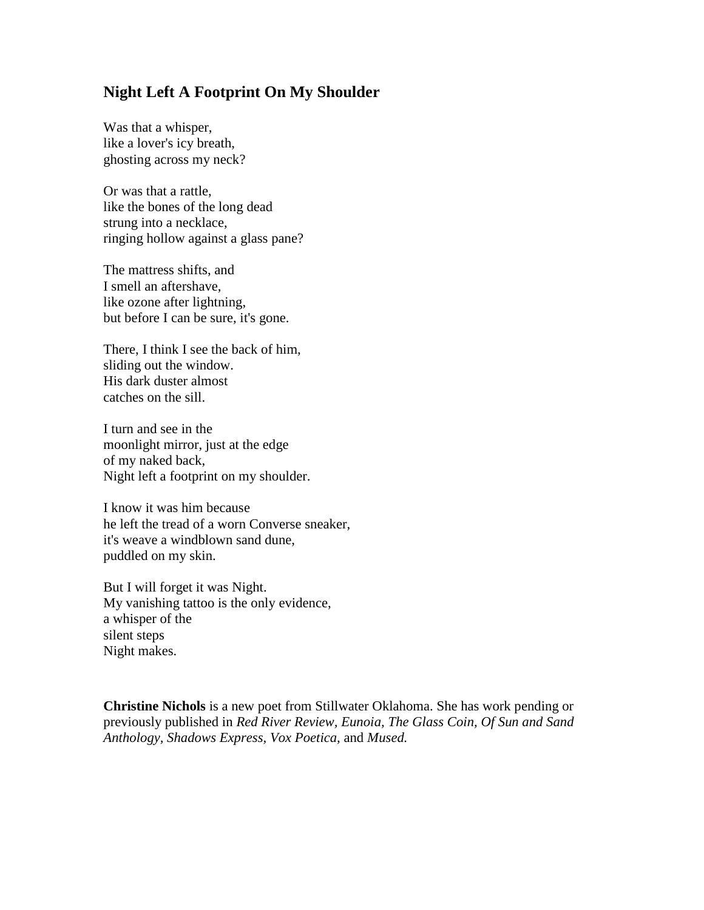## Night Left A Footprint On My Shoulder

Was that a whisper,  
like a lover's icy breath,  
ghosting across my neck?

Or was that a rattle,  
like the bones of the long dead  
strung into a necklace,  
ringing hollow against a glass pane?

The mattress shifts, and  
I smell an aftershave,  
like ozone after lightning,  
but before I can be sure, it's gone.

There, I think I see the back of him,  
sliding out the window.  
His dark duster almost  
catches on the sill.

I turn and see in the  
moonlight mirror, just at the edge  
of my naked back,  
Night left a footprint on my shoulder.

I know it was him because  
he left the tread of a worn Converse sneaker,  
it's weave a windblown sand dune,  
puddled on my skin.

But I will forget it was Night.  
My vanishing tattoo is the only evidence,  
a whisper of the  
silent steps  
Night makes.

**Christine Nichols** is a new poet from Stillwater Oklahoma. She has work pending or previously published in *Red River Review*, *Eunoia*, *The Glass Coin*, *Of Sun and Sand Anthology*, *Shadows Express*, *Vox Poetica*, and *Mused.*